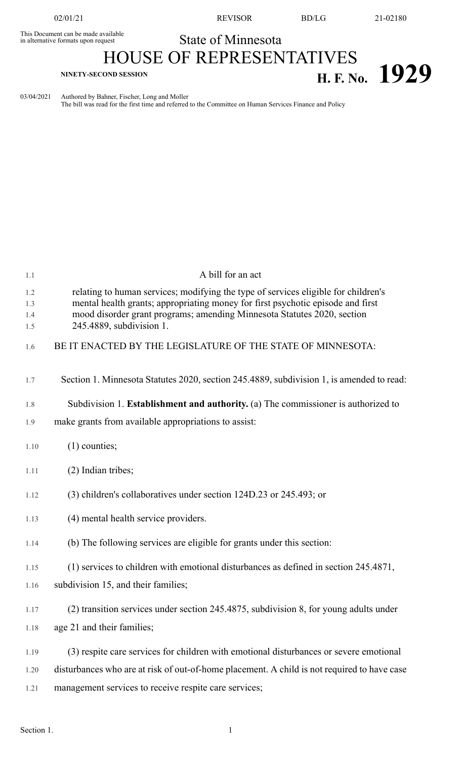02/01/21 REVISOR BD/LG 21-02180

This Document can be made available in alternative formats upon request

State of Minnesota

# HOUSE OF REPRESENTATIVES

**NINETY-SECOND SESSION**

# H. F. No. 1929

03/04/2021 Authored by Bahner, Fischer, Long and Moller
The bill was read for the first time and referred to the Committee on Human Services Finance and Policy

A bill for an act

relating to human services; modifying the type of services eligible for children's mental health grants; appropriating money for first psychotic episode and first mood disorder grant programs; amending Minnesota Statutes 2020, section 245.4889, subdivision 1.

BE IT ENACTED BY THE LEGISLATURE OF THE STATE OF MINNESOTA:

Section 1. Minnesota Statutes 2020, section 245.4889, subdivision 1, is amended to read:

Subdivision 1. **Establishment and authority.** (a) The commissioner is authorized to make grants from available appropriations to assist:

(1) counties;

(2) Indian tribes;

(3) children's collaboratives under section 124D.23 or 245.493; or

(4) mental health service providers.

(b) The following services are eligible for grants under this section:

(1) services to children with emotional disturbances as defined in section 245.4871, subdivision 15, and their families;

(2) transition services under section 245.4875, subdivision 8, for young adults under age 21 and their families;

(3) respite care services for children with emotional disturbances or severe emotional disturbances who are at risk of out-of-home placement. A child is not required to have case management services to receive respite care services;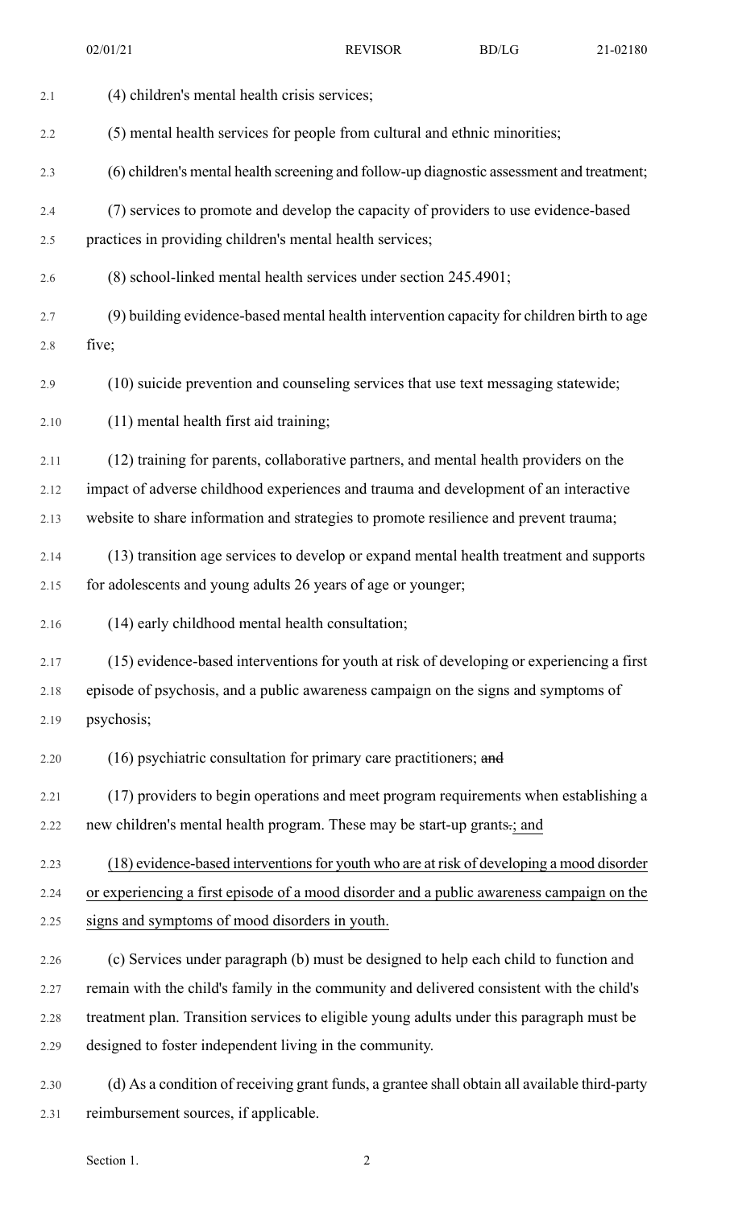(4) children's mental health crisis services;

(5) mental health services for people from cultural and ethnic minorities;

(6) children's mental health screening and follow-up diagnostic assessment and treatment;

(7) services to promote and develop the capacity of providers to use evidence-based practices in providing children's mental health services;

(8) school-linked mental health services under section 245.4901;

(9) building evidence-based mental health intervention capacity for children birth to age five;

(10) suicide prevention and counseling services that use text messaging statewide;

(11) mental health first aid training;

(12) training for parents, collaborative partners, and mental health providers on the impact of adverse childhood experiences and trauma and development of an interactive website to share information and strategies to promote resilience and prevent trauma;

(13) transition age services to develop or expand mental health treatment and supports for adolescents and young adults 26 years of age or younger;

(14) early childhood mental health consultation;

(15) evidence-based interventions for youth at risk of developing or experiencing a first episode of psychosis, and a public awareness campaign on the signs and symptoms of psychosis;

(16) psychiatric consultation for primary care practitioners; ~~and~~

(17) providers to begin operations and meet program requirements when establishing a new children's mental health program. These may be start-up grants~~.~~; and

(18) evidence-based interventions for youth who are at risk of developing a mood disorder or experiencing a first episode of a mood disorder and a public awareness campaign on the signs and symptoms of mood disorders in youth.

(c) Services under paragraph (b) must be designed to help each child to function and remain with the child's family in the community and delivered consistent with the child's treatment plan. Transition services to eligible young adults under this paragraph must be designed to foster independent living in the community.

(d) As a condition of receiving grant funds, a grantee shall obtain all available third-party reimbursement sources, if applicable.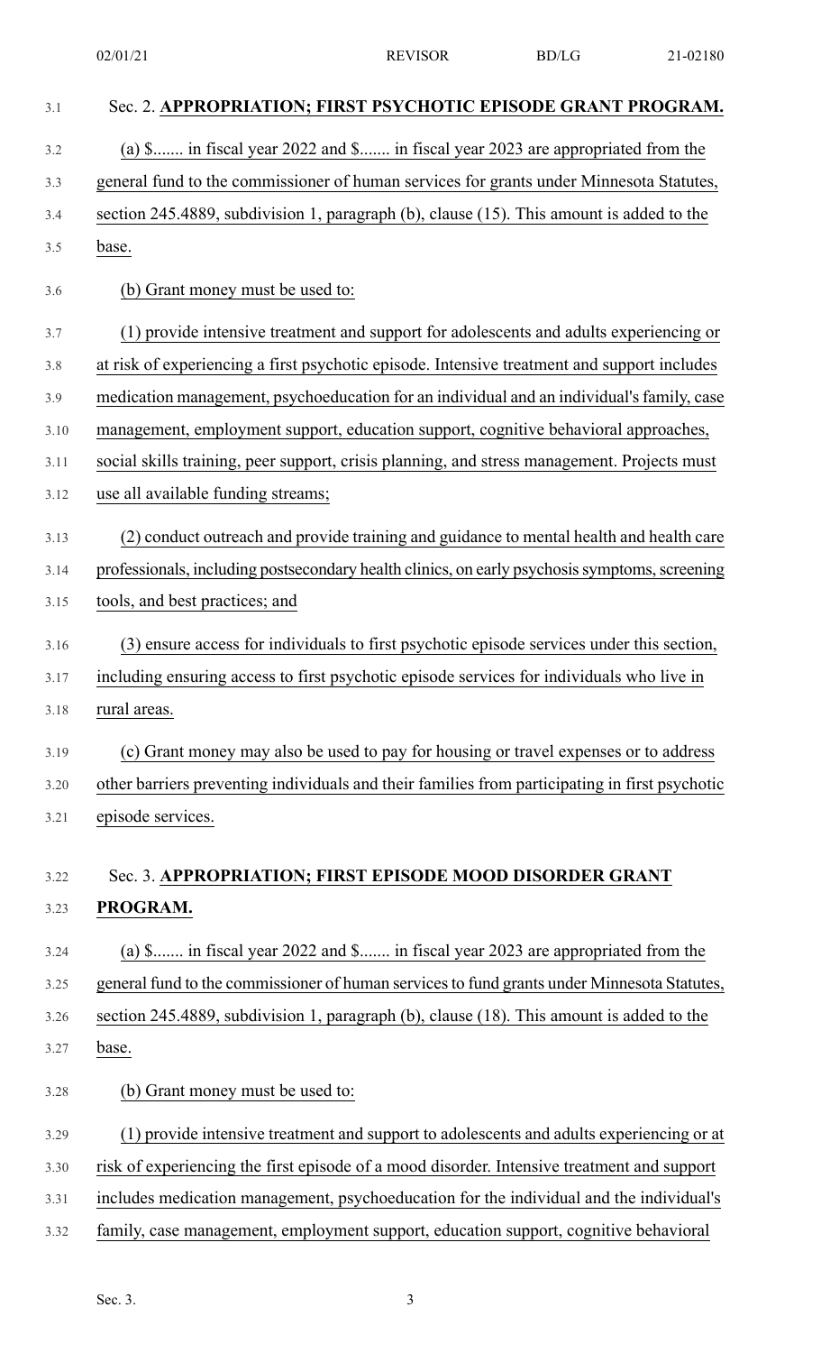## Sec. 2. APPROPRIATION; FIRST PSYCHOTIC EPISODE GRANT PROGRAM.

(a) $....... in fiscal year 2022 and $....... in fiscal year 2023 are appropriated from the general fund to the commissioner of human services for grants under Minnesota Statutes, section 245.4889, subdivision 1, paragraph (b), clause (15). This amount is added to the base.

(b) Grant money must be used to:

(1) provide intensive treatment and support for adolescents and adults experiencing or at risk of experiencing a first psychotic episode. Intensive treatment and support includes medication management, psychoeducation for an individual and an individual's family, case management, employment support, education support, cognitive behavioral approaches, social skills training, peer support, crisis planning, and stress management. Projects must use all available funding streams;

(2) conduct outreach and provide training and guidance to mental health and health care professionals, including postsecondary health clinics, on early psychosis symptoms, screening tools, and best practices; and

(3) ensure access for individuals to first psychotic episode services under this section, including ensuring access to first psychotic episode services for individuals who live in rural areas.

(c) Grant money may also be used to pay for housing or travel expenses or to address other barriers preventing individuals and their families from participating in first psychotic episode services.

## Sec. 3. APPROPRIATION; FIRST EPISODE MOOD DISORDER GRANT PROGRAM.

(a) $....... in fiscal year 2022 and $....... in fiscal year 2023 are appropriated from the general fund to the commissioner of human services to fund grants under Minnesota Statutes, section 245.4889, subdivision 1, paragraph (b), clause (18). This amount is added to the base.

(b) Grant money must be used to:

(1) provide intensive treatment and support to adolescents and adults experiencing or at risk of experiencing the first episode of a mood disorder. Intensive treatment and support includes medication management, psychoeducation for the individual and the individual's family, case management, employment support, education support, cognitive behavioral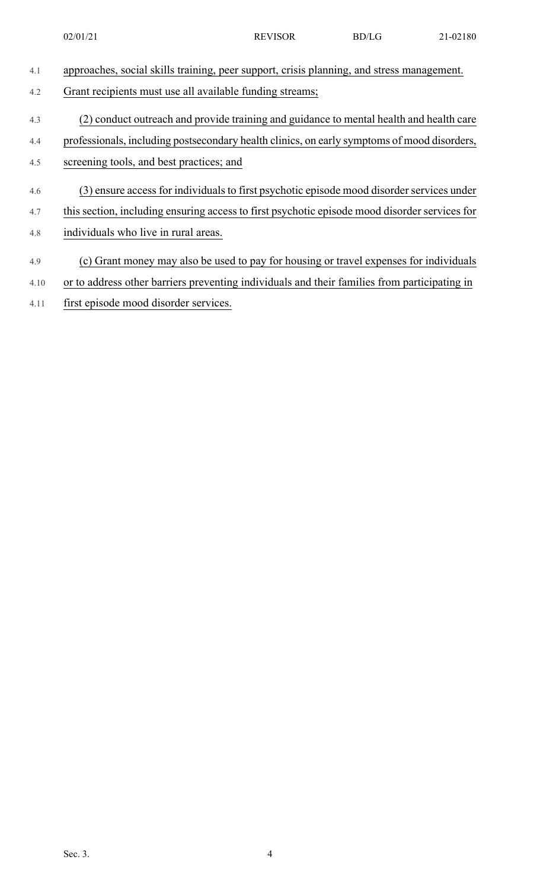approaches, social skills training, peer support, crisis planning, and stress management. Grant recipients must use all available funding streams;

(2) conduct outreach and provide training and guidance to mental health and health care professionals, including postsecondary health clinics, on early symptoms of mood disorders, screening tools, and best practices; and

(3) ensure access for individuals to first psychotic episode mood disorder services under this section, including ensuring access to first psychotic episode mood disorder services for individuals who live in rural areas.

(c) Grant money may also be used to pay for housing or travel expenses for individuals or to address other barriers preventing individuals and their families from participating in first episode mood disorder services.